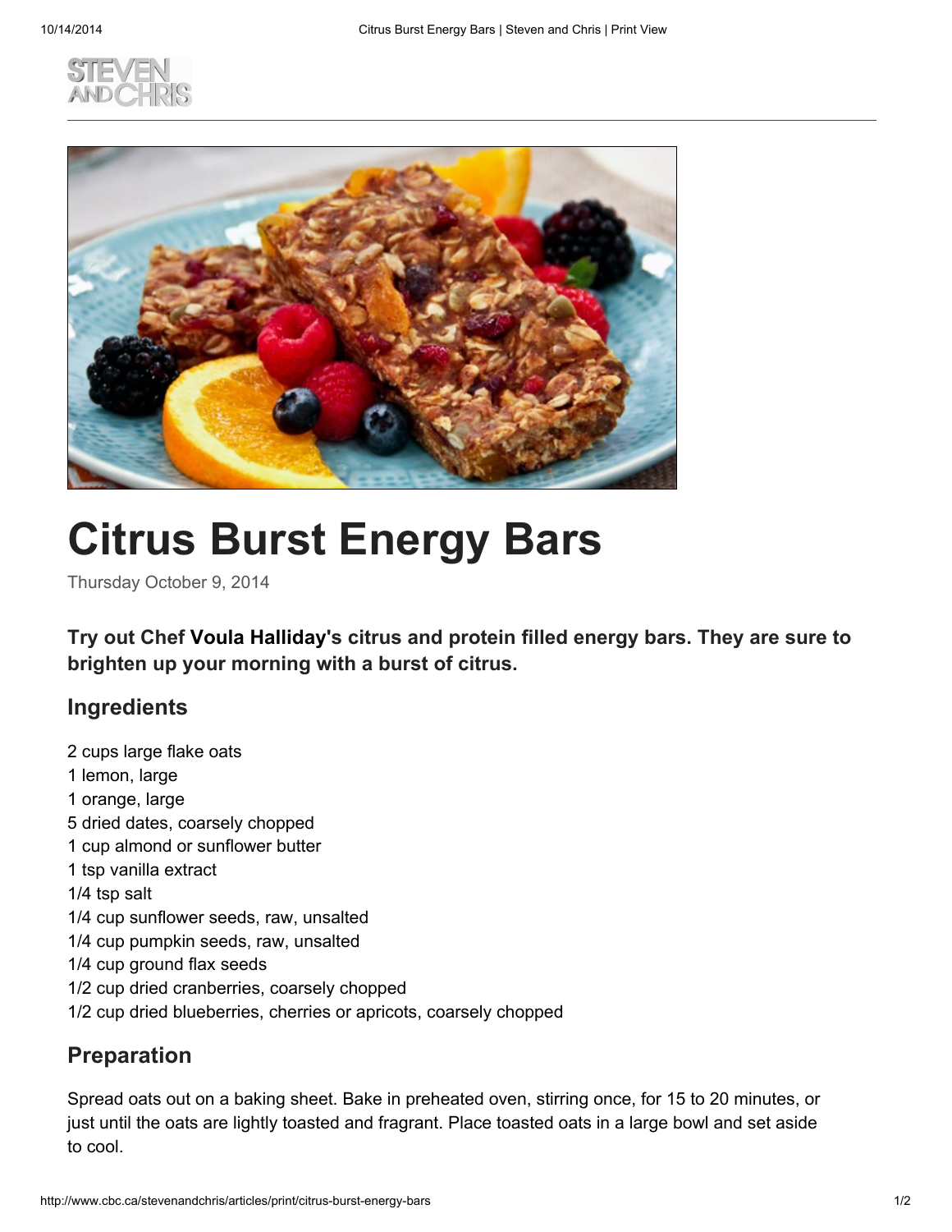# Citrus Burst Energy Bars

Thursday October 9, 2014

**Try out Chef Voula Halliday's citrus and protein filled energy bars. They are sure to brighten up your morning with a burst of citrus.**

## Ingredients

2 cups large flake oats
1 lemon, large
1 orange, large
5 dried dates, coarsely chopped
1 cup almond or sunflower butter
1 tsp vanilla extract
1/4 tsp salt
1/4 cup sunflower seeds, raw, unsalted
1/4 cup pumpkin seeds, raw, unsalted
1/4 cup ground flax seeds
1/2 cup dried cranberries, coarsely chopped
1/2 cup dried blueberries, cherries or apricots, coarsely chopped

## Preparation

Spread oats out on a baking sheet. Bake in preheated oven, stirring once, for 15 to 20 minutes, or just until the oats are lightly toasted and fragrant. Place toasted oats in a large bowl and set aside to cool.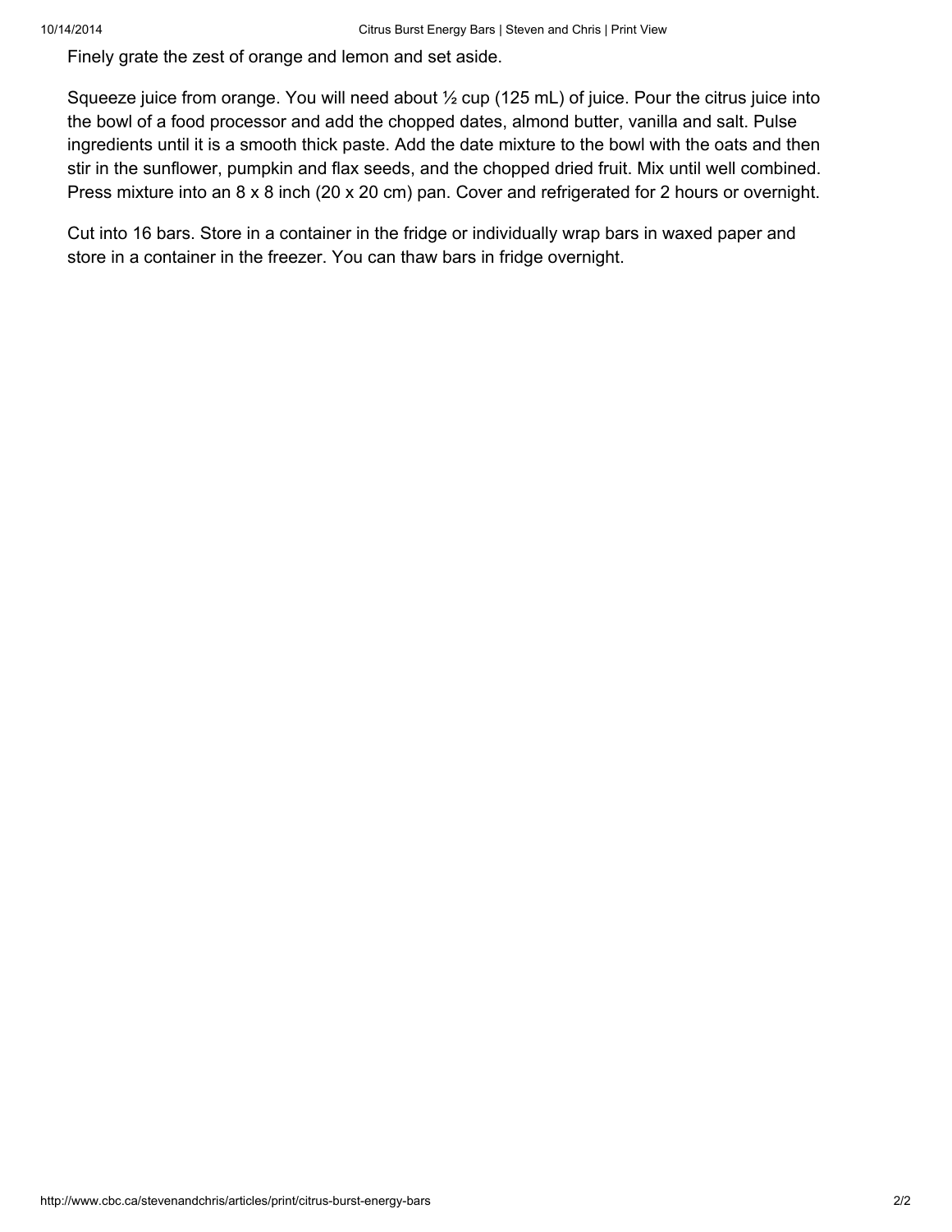Finely grate the zest of orange and lemon and set aside.

Squeeze juice from orange. You will need about ½ cup (125 mL) of juice. Pour the citrus juice into the bowl of a food processor and add the chopped dates, almond butter, vanilla and salt. Pulse ingredients until it is a smooth thick paste. Add the date mixture to the bowl with the oats and then stir in the sunflower, pumpkin and flax seeds, and the chopped dried fruit. Mix until well combined. Press mixture into an 8 x 8 inch (20 x 20 cm) pan. Cover and refrigerated for 2 hours or overnight.

Cut into 16 bars. Store in a container in the fridge or individually wrap bars in waxed paper and store in a container in the freezer. You can thaw bars in fridge overnight.